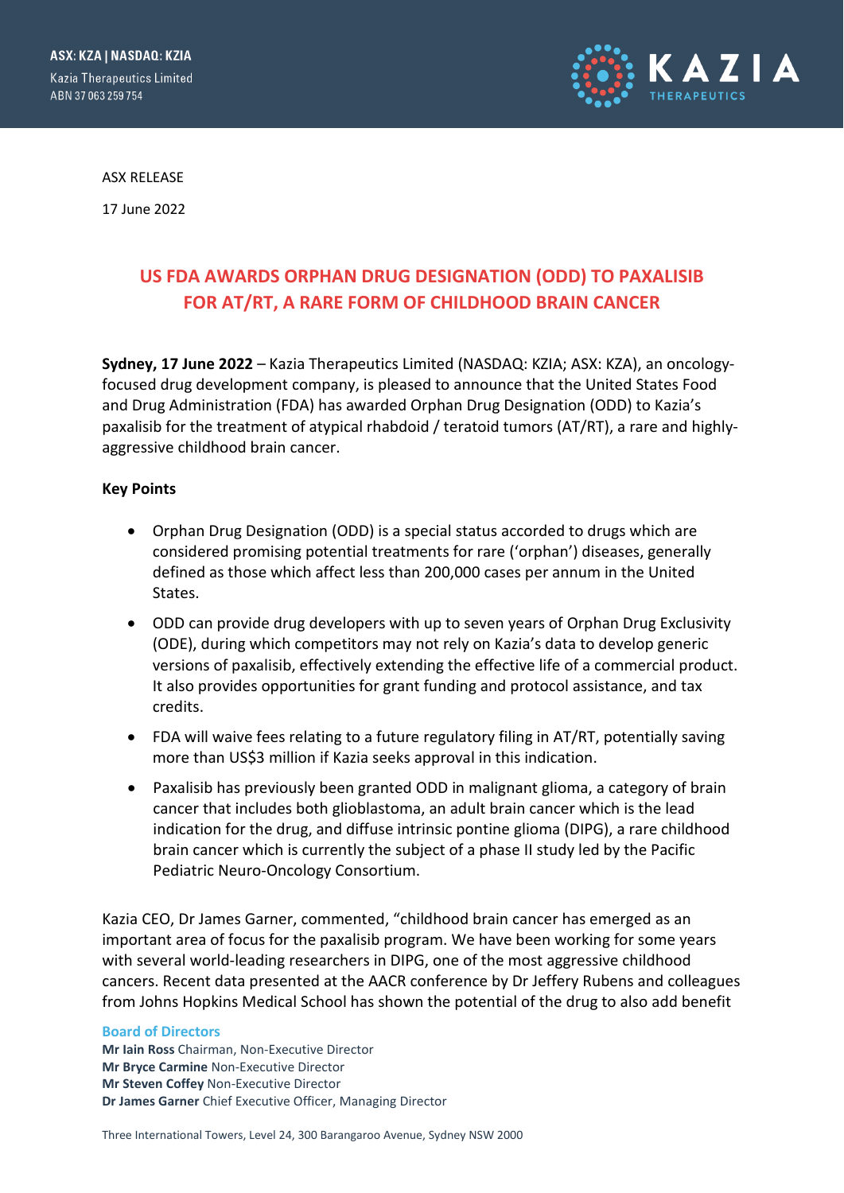ASX: KZA | NASDAQ: KZIA

Kazia Therapeutics Limited
ABN 37 063 259 754

ASX RELEASE

17 June 2022

# US FDA AWARDS ORPHAN DRUG DESIGNATION (ODD) TO PAXALISIB FOR AT/RT, A RARE FORM OF CHILDHOOD BRAIN CANCER

**Sydney, 17 June 2022** – Kazia Therapeutics Limited (NASDAQ: KZIA; ASX: KZA), an oncology-focused drug development company, is pleased to announce that the United States Food and Drug Administration (FDA) has awarded Orphan Drug Designation (ODD) to Kazia's paxalisib for the treatment of atypical rhabdoid / teratoid tumors (AT/RT), a rare and highly-aggressive childhood brain cancer.

**Key Points**

- Orphan Drug Designation (ODD) is a special status accorded to drugs which are considered promising potential treatments for rare ('orphan') diseases, generally defined as those which affect less than 200,000 cases per annum in the United States.
- ODD can provide drug developers with up to seven years of Orphan Drug Exclusivity (ODE), during which competitors may not rely on Kazia's data to develop generic versions of paxalisib, effectively extending the effective life of a commercial product. It also provides opportunities for grant funding and protocol assistance, and tax credits.
- FDA will waive fees relating to a future regulatory filing in AT/RT, potentially saving more than US$3 million if Kazia seeks approval in this indication.
- Paxalisib has previously been granted ODD in malignant glioma, a category of brain cancer that includes both glioblastoma, an adult brain cancer which is the lead indication for the drug, and diffuse intrinsic pontine glioma (DIPG), a rare childhood brain cancer which is currently the subject of a phase II study led by the Pacific Pediatric Neuro-Oncology Consortium.

Kazia CEO, Dr James Garner, commented, "childhood brain cancer has emerged as an important area of focus for the paxalisib program. We have been working for some years with several world-leading researchers in DIPG, one of the most aggressive childhood cancers. Recent data presented at the AACR conference by Dr Jeffery Rubens and colleagues from Johns Hopkins Medical School has shown the potential of the drug to also add benefit

**Board of Directors**
**Mr Iain Ross** Chairman, Non-Executive Director
**Mr Bryce Carmine** Non-Executive Director
**Mr Steven Coffey** Non-Executive Director
**Dr James Garner** Chief Executive Officer, Managing Director

Three International Towers, Level 24, 300 Barangaroo Avenue, Sydney NSW 2000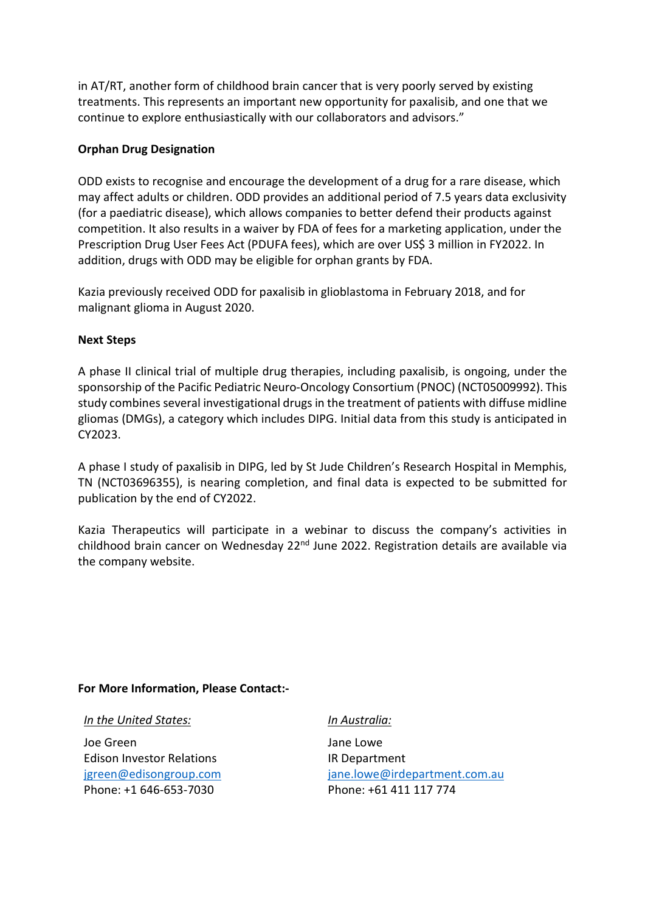in AT/RT, another form of childhood brain cancer that is very poorly served by existing treatments. This represents an important new opportunity for paxalisib, and one that we continue to explore enthusiastically with our collaborators and advisors."

**Orphan Drug Designation**

ODD exists to recognise and encourage the development of a drug for a rare disease, which may affect adults or children. ODD provides an additional period of 7.5 years data exclusivity (for a paediatric disease), which allows companies to better defend their products against competition. It also results in a waiver by FDA of fees for a marketing application, under the Prescription Drug User Fees Act (PDUFA fees), which are over US$ 3 million in FY2022. In addition, drugs with ODD may be eligible for orphan grants by FDA.

Kazia previously received ODD for paxalisib in glioblastoma in February 2018, and for malignant glioma in August 2020.

**Next Steps**

A phase II clinical trial of multiple drug therapies, including paxalisib, is ongoing, under the sponsorship of the Pacific Pediatric Neuro-Oncology Consortium (PNOC) (NCT05009992). This study combines several investigational drugs in the treatment of patients with diffuse midline gliomas (DMGs), a category which includes DIPG. Initial data from this study is anticipated in CY2023.

A phase I study of paxalisib in DIPG, led by St Jude Children's Research Hospital in Memphis, TN (NCT03696355), is nearing completion, and final data is expected to be submitted for publication by the end of CY2022.

Kazia Therapeutics will participate in a webinar to discuss the company's activities in childhood brain cancer on Wednesday 22nd June 2022. Registration details are available via the company website.

**For More Information, Please Contact:-**

*In the United States:*

Joe Green
Edison Investor Relations
jgreen@edisongroup.com
Phone: +1 646-653-7030

*In Australia:*

Jane Lowe
IR Department
jane.lowe@irdepartment.com.au
Phone: +61 411 117 774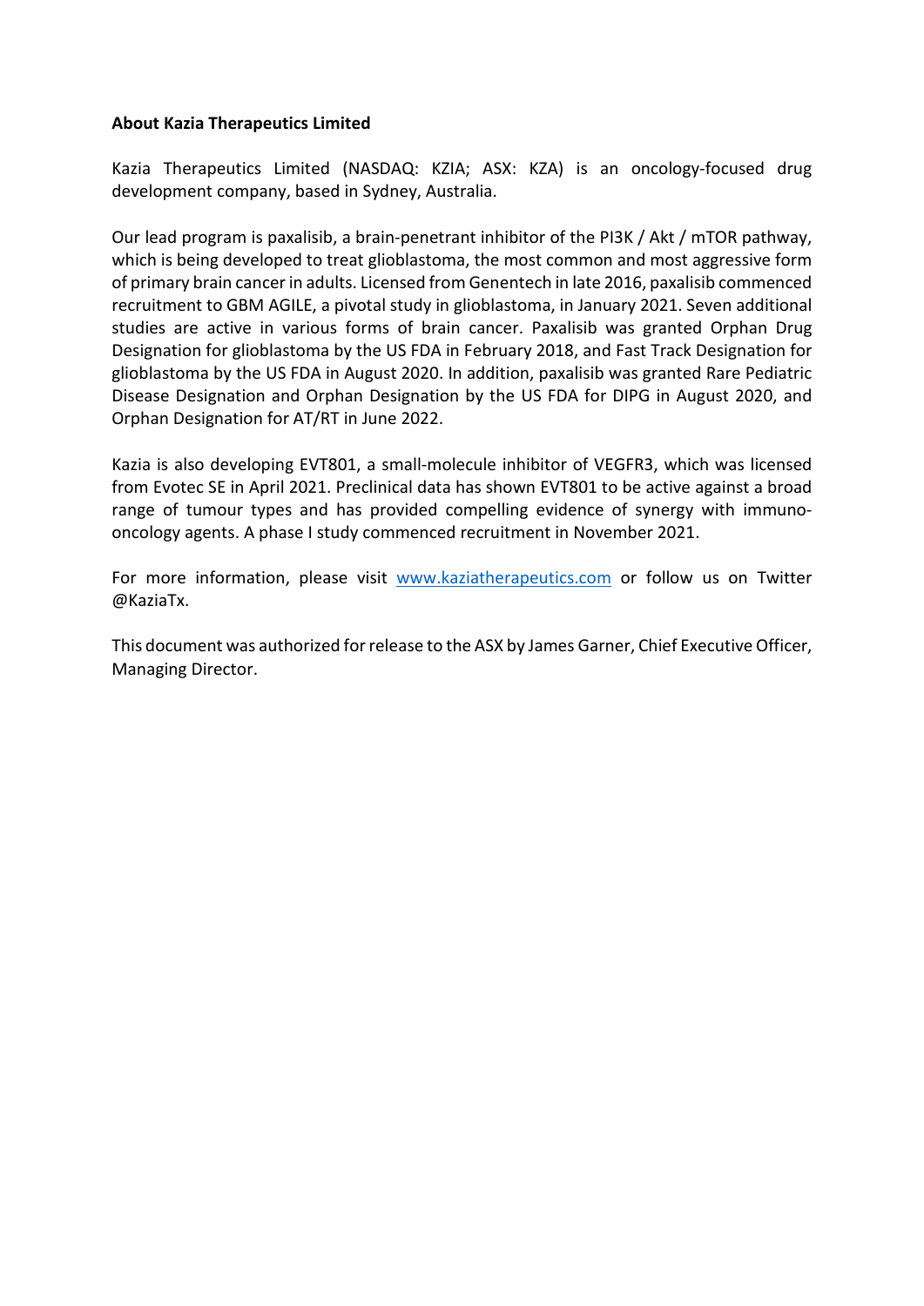**About Kazia Therapeutics Limited**

Kazia Therapeutics Limited (NASDAQ: KZIA; ASX: KZA) is an oncology-focused drug development company, based in Sydney, Australia.

Our lead program is paxalisib, a brain-penetrant inhibitor of the PI3K / Akt / mTOR pathway, which is being developed to treat glioblastoma, the most common and most aggressive form of primary brain cancer in adults. Licensed from Genentech in late 2016, paxalisib commenced recruitment to GBM AGILE, a pivotal study in glioblastoma, in January 2021. Seven additional studies are active in various forms of brain cancer. Paxalisib was granted Orphan Drug Designation for glioblastoma by the US FDA in February 2018, and Fast Track Designation for glioblastoma by the US FDA in August 2020. In addition, paxalisib was granted Rare Pediatric Disease Designation and Orphan Designation by the US FDA for DIPG in August 2020, and Orphan Designation for AT/RT in June 2022.

Kazia is also developing EVT801, a small-molecule inhibitor of VEGFR3, which was licensed from Evotec SE in April 2021. Preclinical data has shown EVT801 to be active against a broad range of tumour types and has provided compelling evidence of synergy with immuno-oncology agents. A phase I study commenced recruitment in November 2021.

For more information, please visit [www.kaziatherapeutics.com](http://www.kaziatherapeutics.com) or follow us on Twitter @KaziaTx.

This document was authorized for release to the ASX by James Garner, Chief Executive Officer, Managing Director.